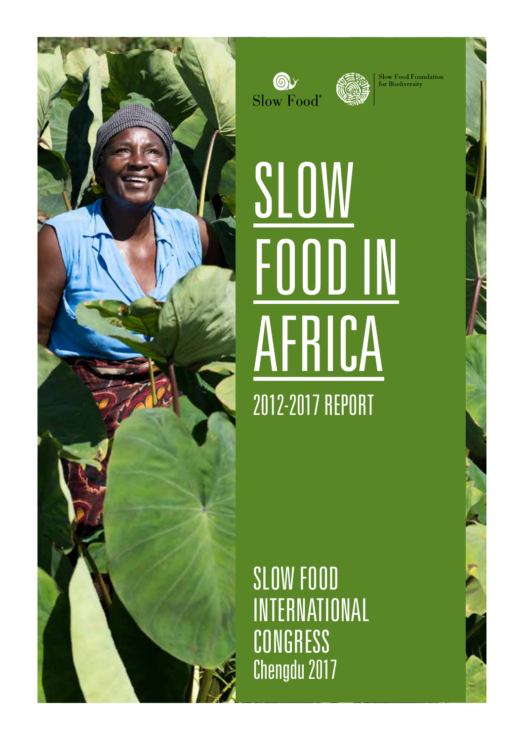Slow Food®

Slow Food Foundation for Biodiversity

# SLOW FOOD IN AFRICA

## 2012-2017 REPORT

SLOW FOOD INTERNATIONAL CONGRESS
Chengdu 2017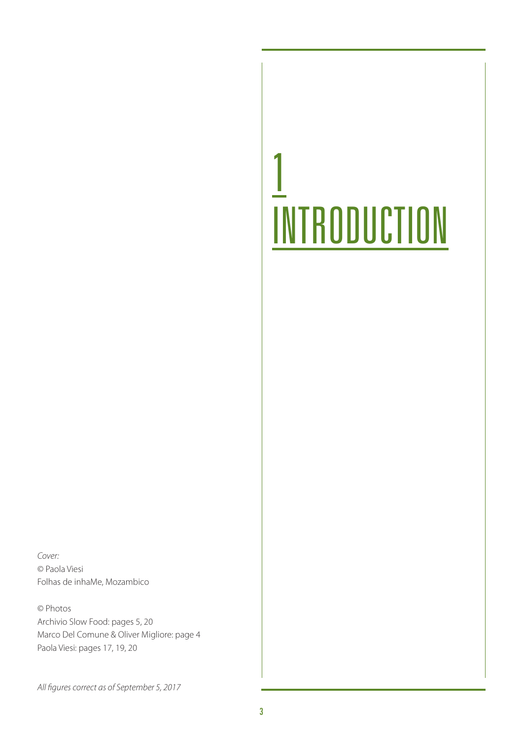# 1 INTRODUCTION

*Cover:*
© Paola Viesi
Folhas de inhaMe, Mozambico

© Photos
Archivio Slow Food: pages 5, 20
Marco Del Comune & Oliver Migliore: page 4
Paola Viesi: pages 17, 19, 20

*All figures correct as of September 5, 2017*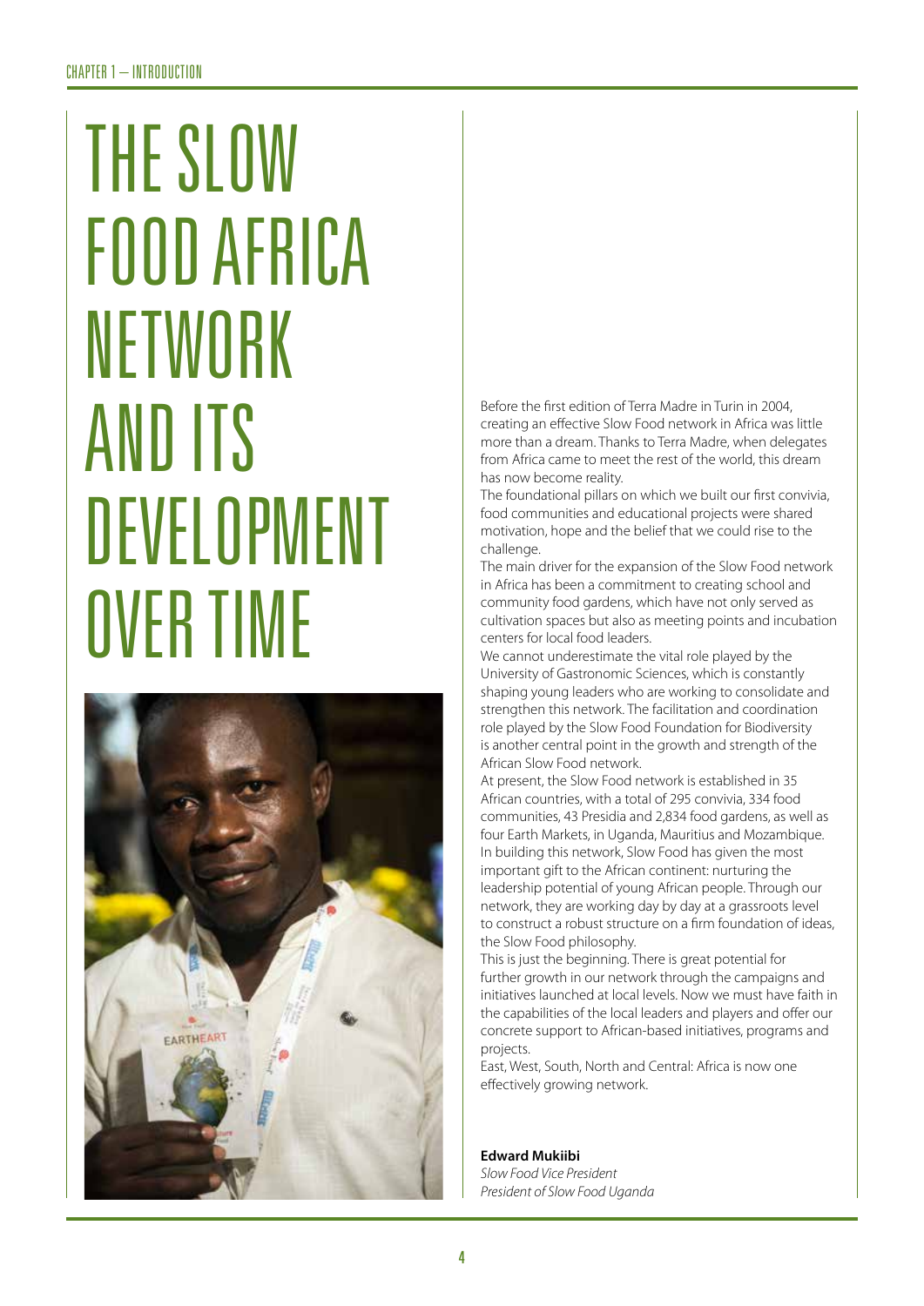# THE SLOW FOOD AFRICA NETWORK AND ITS DEVELOPMENT OVER TIME

Before the first edition of Terra Madre in Turin in 2004, creating an effective Slow Food network in Africa was little more than a dream. Thanks to Terra Madre, when delegates from Africa came to meet the rest of the world, this dream has now become reality.

The foundational pillars on which we built our first convivia, food communities and educational projects were shared motivation, hope and the belief that we could rise to the challenge.

The main driver for the expansion of the Slow Food network in Africa has been a commitment to creating school and community food gardens, which have not only served as cultivation spaces but also as meeting points and incubation centers for local food leaders.

We cannot underestimate the vital role played by the University of Gastronomic Sciences, which is constantly shaping young leaders who are working to consolidate and strengthen this network. The facilitation and coordination role played by the Slow Food Foundation for Biodiversity is another central point in the growth and strength of the African Slow Food network.

At present, the Slow Food network is established in 35 African countries, with a total of 295 convivia, 334 food communities, 43 Presidia and 2,834 food gardens, as well as four Earth Markets, in Uganda, Mauritius and Mozambique. In building this network, Slow Food has given the most important gift to the African continent: nurturing the leadership potential of young African people. Through our network, they are working day by day at a grassroots level to construct a robust structure on a firm foundation of ideas, the Slow Food philosophy.

This is just the beginning. There is great potential for further growth in our network through the campaigns and initiatives launched at local levels. Now we must have faith in the capabilities of the local leaders and players and offer our concrete support to African-based initiatives, programs and projects.

East, West, South, North and Central: Africa is now one effectively growing network.

**Edward Mukiibi**
*Slow Food Vice President*
*President of Slow Food Uganda*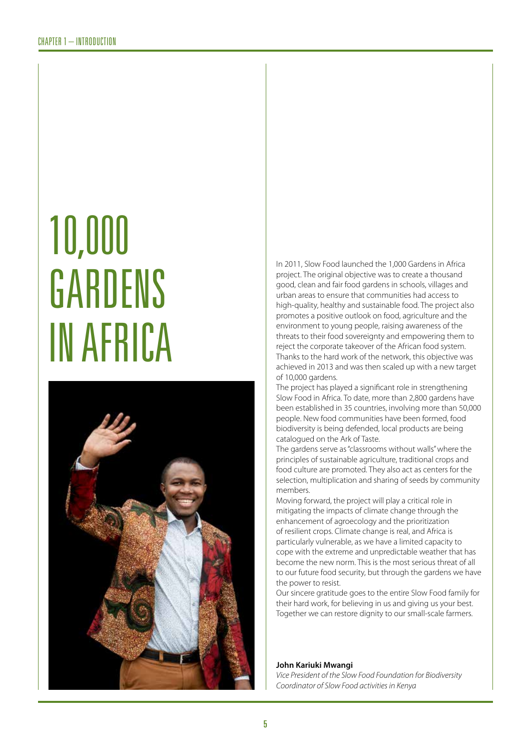# 10,000 GARDENS IN AFRICA

In 2011, Slow Food launched the 1,000 Gardens in Africa project. The original objective was to create a thousand good, clean and fair food gardens in schools, villages and urban areas to ensure that communities had access to high-quality, healthy and sustainable food. The project also promotes a positive outlook on food, agriculture and the environment to young people, raising awareness of the threats to their food sovereignty and empowering them to reject the corporate takeover of the African food system. Thanks to the hard work of the network, this objective was achieved in 2013 and was then scaled up with a new target of 10,000 gardens.

The project has played a significant role in strengthening Slow Food in Africa. To date, more than 2,800 gardens have been established in 35 countries, involving more than 50,000 people. New food communities have been formed, food biodiversity is being defended, local products are being catalogued on the Ark of Taste.

The gardens serve as "classrooms without walls" where the principles of sustainable agriculture, traditional crops and food culture are promoted. They also act as centers for the selection, multiplication and sharing of seeds by community members.

Moving forward, the project will play a critical role in mitigating the impacts of climate change through the enhancement of agroecology and the prioritization of resilient crops. Climate change is real, and Africa is particularly vulnerable, as we have a limited capacity to cope with the extreme and unpredictable weather that has become the new norm. This is the most serious threat of all to our future food security, but through the gardens we have the power to resist.

Our sincere gratitude goes to the entire Slow Food family for their hard work, for believing in us and giving us your best. Together we can restore dignity to our small-scale farmers.

**John Kariuki Mwangi**
*Vice President of the Slow Food Foundation for Biodiversity*
*Coordinator of Slow Food activities in Kenya*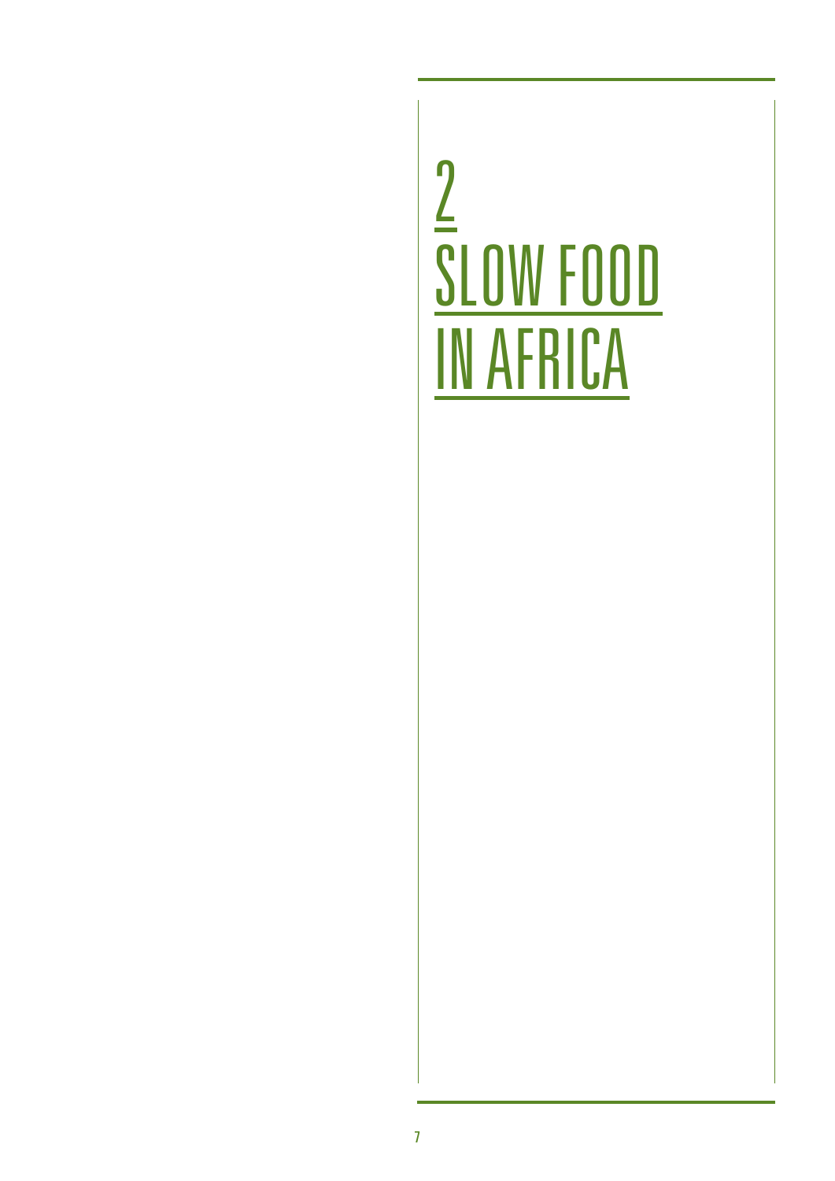# 2
# SLOW FOOD IN AFRICA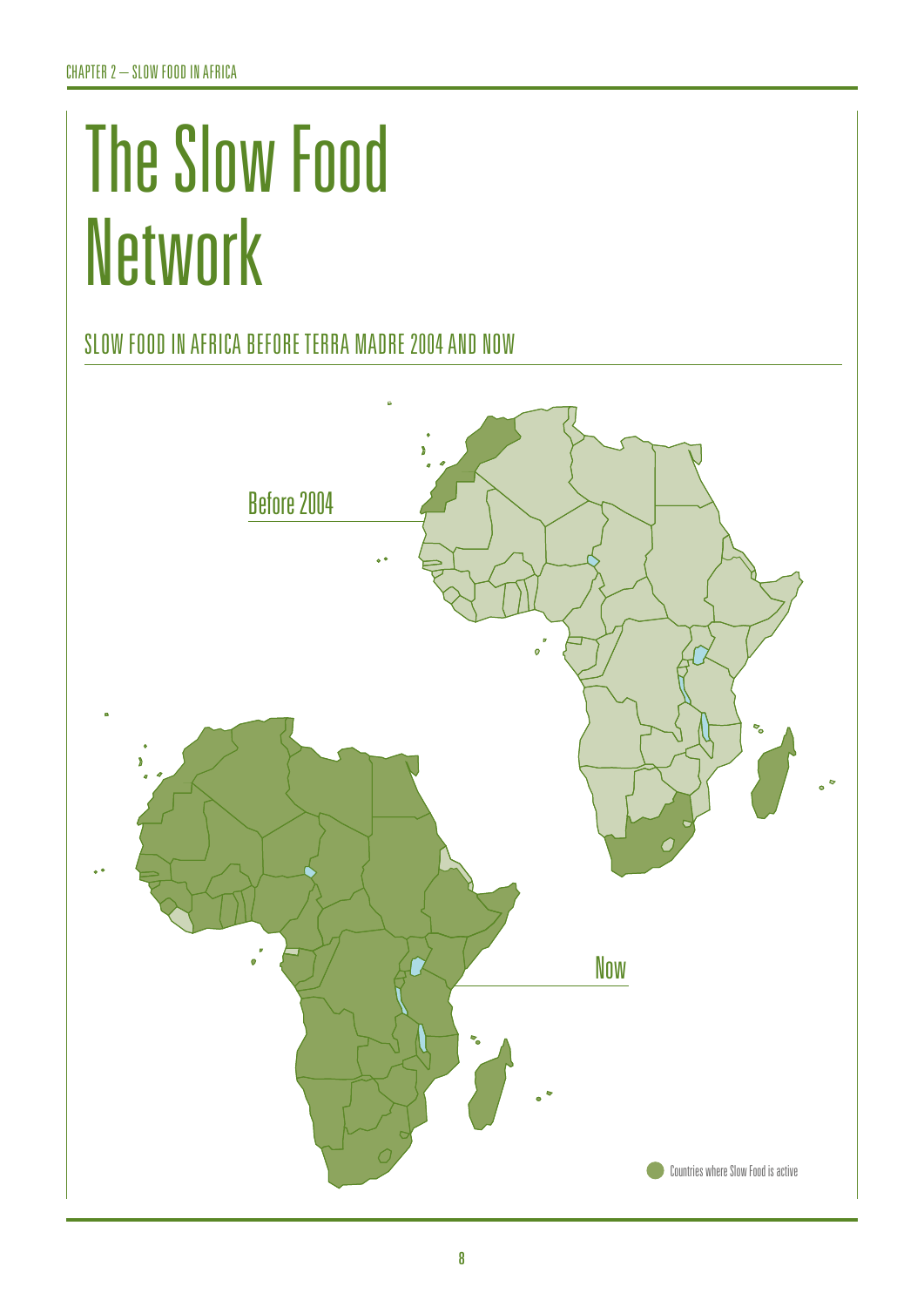# The Slow Food Network

## SLOW FOOD IN AFRICA BEFORE TERRA MADRE 2004 AND NOW

Before 2004

Now

Countries where Slow Food is active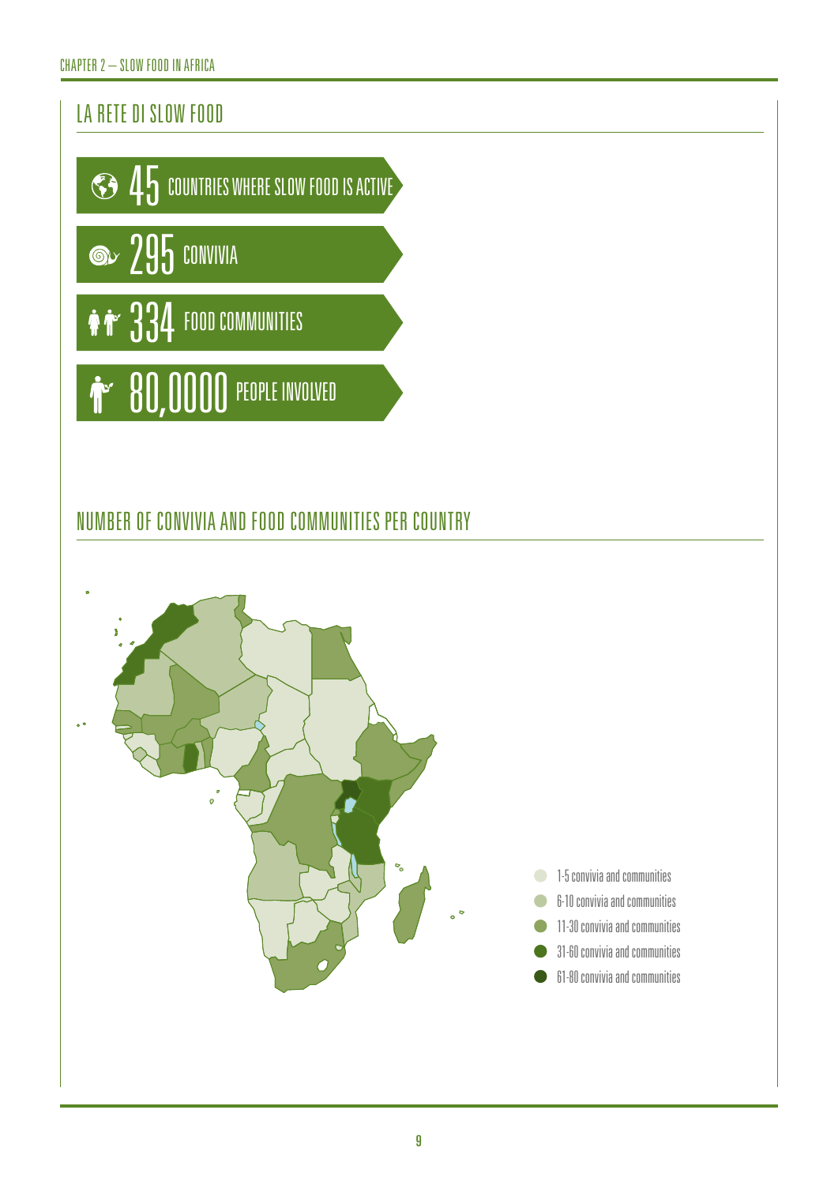## LA RETE DI SLOW FOOD

45 COUNTRIES WHERE SLOW FOOD IS ACTIVE

295 CONVIVIA

334 FOOD COMMUNITIES

80,0000 PEOPLE INVOLVED

## NUMBER OF CONVIVIA AND FOOD COMMUNITIES PER COUNTRY

1-5 convivia and communities

6-10 convivia and communities

11-30 convivia and communities

31-60 convivia and communities

61-80 convivia and communities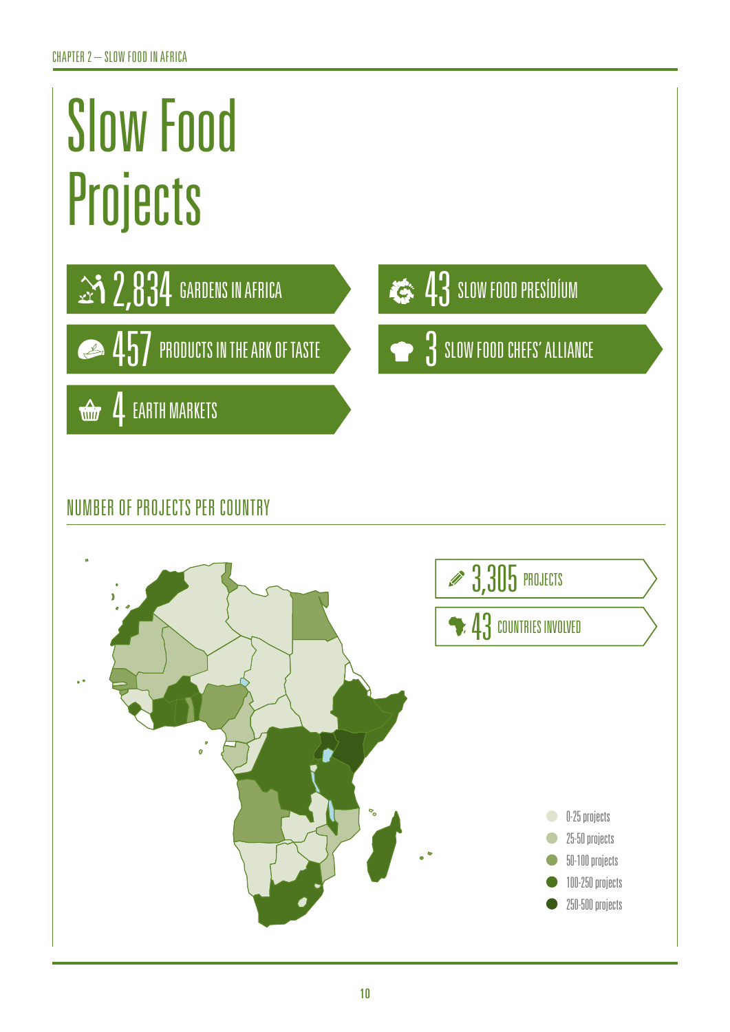# Slow Food Projects

2,834 GARDENS IN AFRICA

457 PRODUCTS IN THE ARK OF TASTE

4 EARTH MARKETS

43 SLOW FOOD PRESÍDIUM

3 SLOW FOOD CHEFS' ALLIANCE

## NUMBER OF PROJECTS PER COUNTRY

3,305 PROJECTS

43 COUNTRIES INVOLVED

0-25 projects
25-50 projects
50-100 projects
100-250 projects
250-500 projects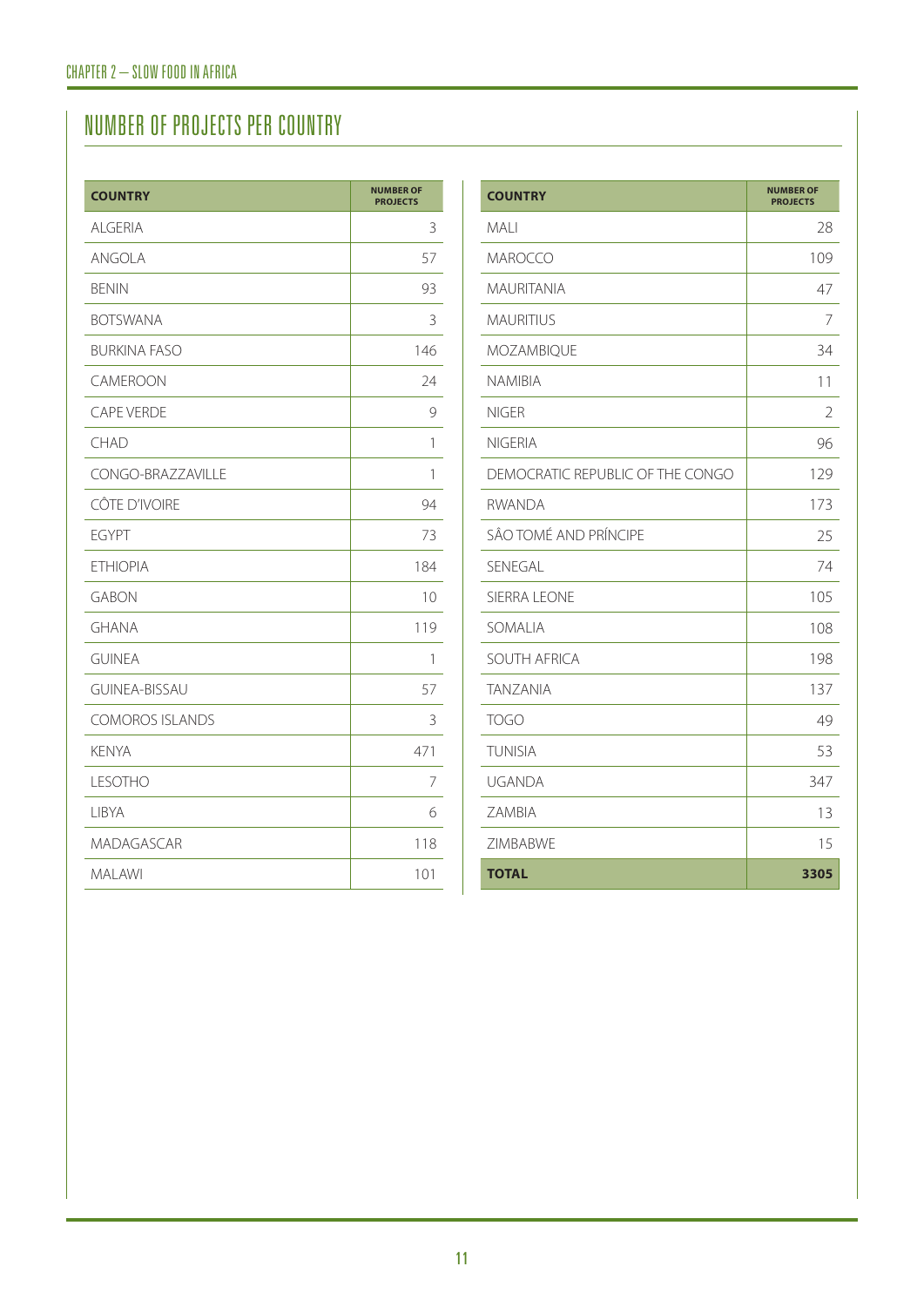## NUMBER OF PROJECTS PER COUNTRY

| COUNTRY | NUMBER OF PROJECTS |
|---|---|
| ALGERIA | 3 |
| ANGOLA | 57 |
| BENIN | 93 |
| BOTSWANA | 3 |
| BURKINA FASO | 146 |
| CAMEROON | 24 |
| CAPE VERDE | 9 |
| CHAD | 1 |
| CONGO-BRAZZAVILLE | 1 |
| CÔTE D'IVOIRE | 94 |
| EGYPT | 73 |
| ETHIOPIA | 184 |
| GABON | 10 |
| GHANA | 119 |
| GUINEA | 1 |
| GUINEA-BISSAU | 57 |
| COMOROS ISLANDS | 3 |
| KENYA | 471 |
| LESOTHO | 7 |
| LIBYA | 6 |
| MADAGASCAR | 118 |
| MALAWI | 101 |

| COUNTRY | NUMBER OF PROJECTS |
|---|---|
| MALI | 28 |
| MAROCCO | 109 |
| MAURITANIA | 47 |
| MAURITIUS | 7 |
| MOZAMBIQUE | 34 |
| NAMIBIA | 11 |
| NIGER | 2 |
| NIGERIA | 96 |
| DEMOCRATIC REPUBLIC OF THE CONGO | 129 |
| RWANDA | 173 |
| SÂO TOMÉ AND PRÍNCIPE | 25 |
| SENEGAL | 74 |
| SIERRA LEONE | 105 |
| SOMALIA | 108 |
| SOUTH AFRICA | 198 |
| TANZANIA | 137 |
| TOGO | 49 |
| TUNISIA | 53 |
| UGANDA | 347 |
| ZAMBIA | 13 |
| ZIMBABWE | 15 |
| **TOTAL** | **3305** |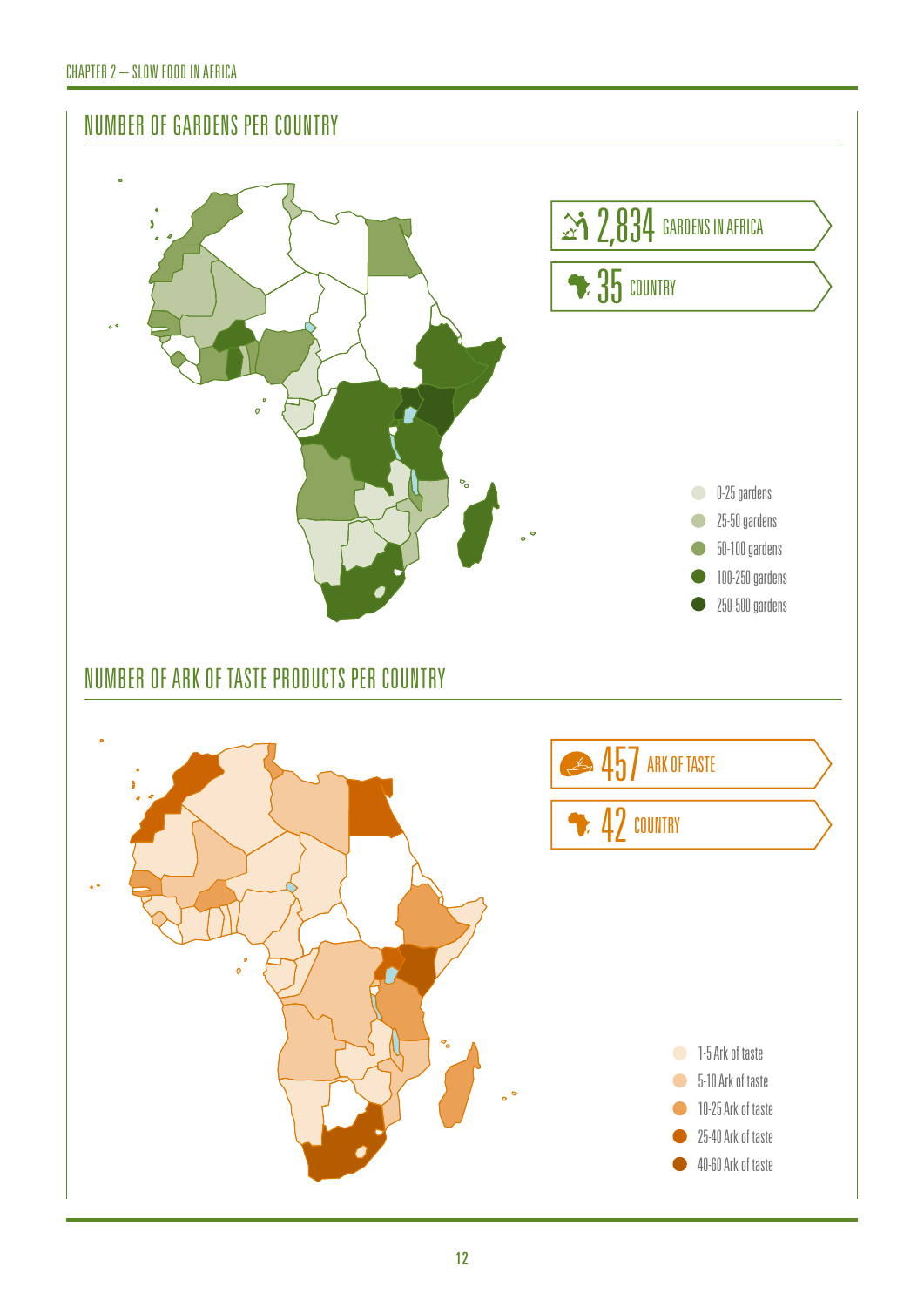## NUMBER OF GARDENS PER COUNTRY

2,834 GARDENS IN AFRICA

35 COUNTRY

0-25 gardens

25-50 gardens

50-100 gardens

100-250 gardens

250-500 gardens

## NUMBER OF ARK OF TASTE PRODUCTS PER COUNTRY

457 ARK OF TASTE

42 COUNTRY

1-5 Ark of taste

5-10 Ark of taste

10-25 Ark of taste

25-40 Ark of taste

40-60 Ark of taste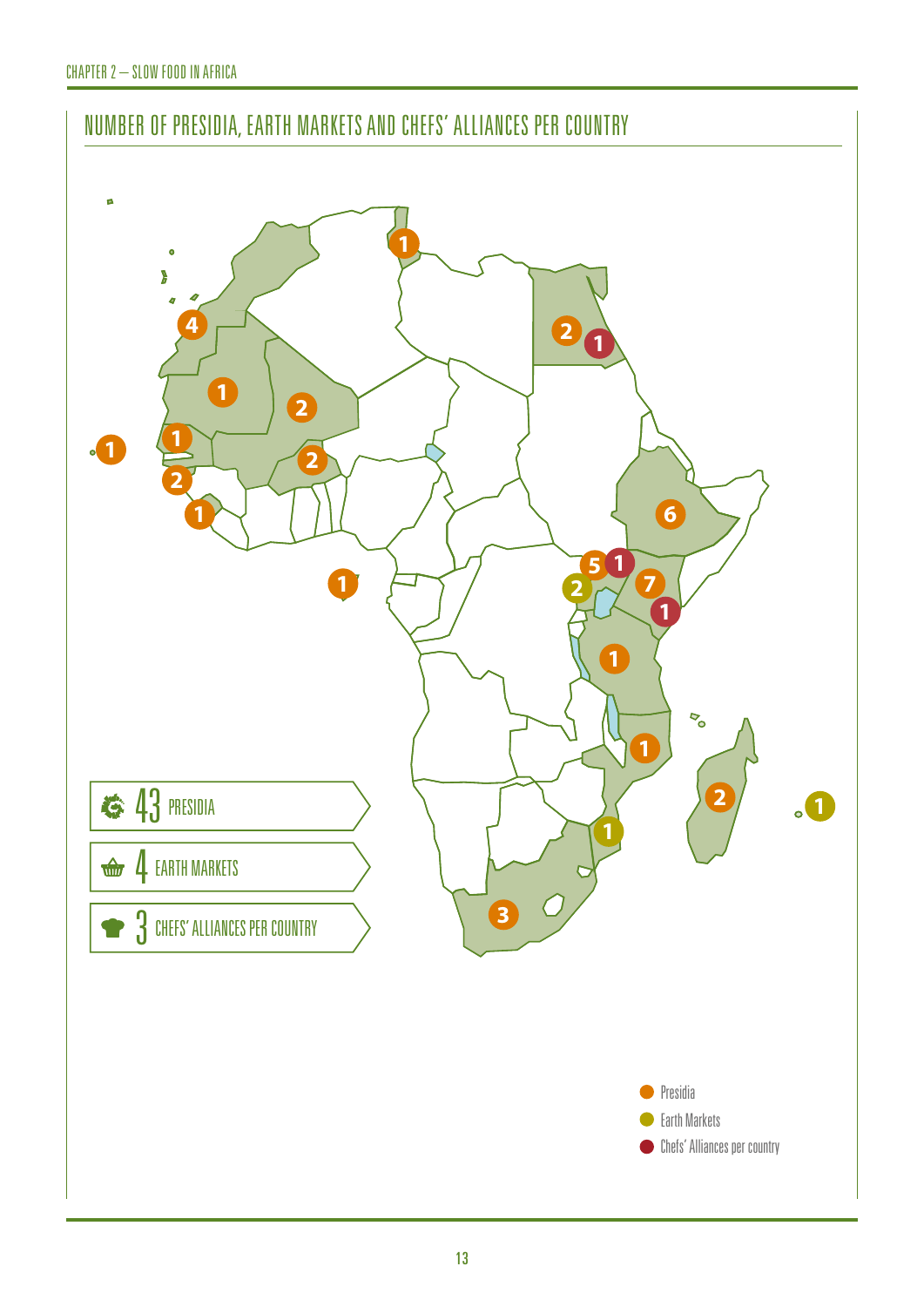## NUMBER OF PRESIDIA, EARTH MARKETS AND CHEFS' ALLIANCES PER COUNTRY

43 PRESIDIA

4 EARTH MARKETS

3 CHEFS' ALLIANCES PER COUNTRY

1
4
2
1
1
2
1
1
2
2
1
1
2
1
6
5
1
2
7
1
1
1
2
1
1
3

Presidia

Earth Markets

Chefs' Alliances per country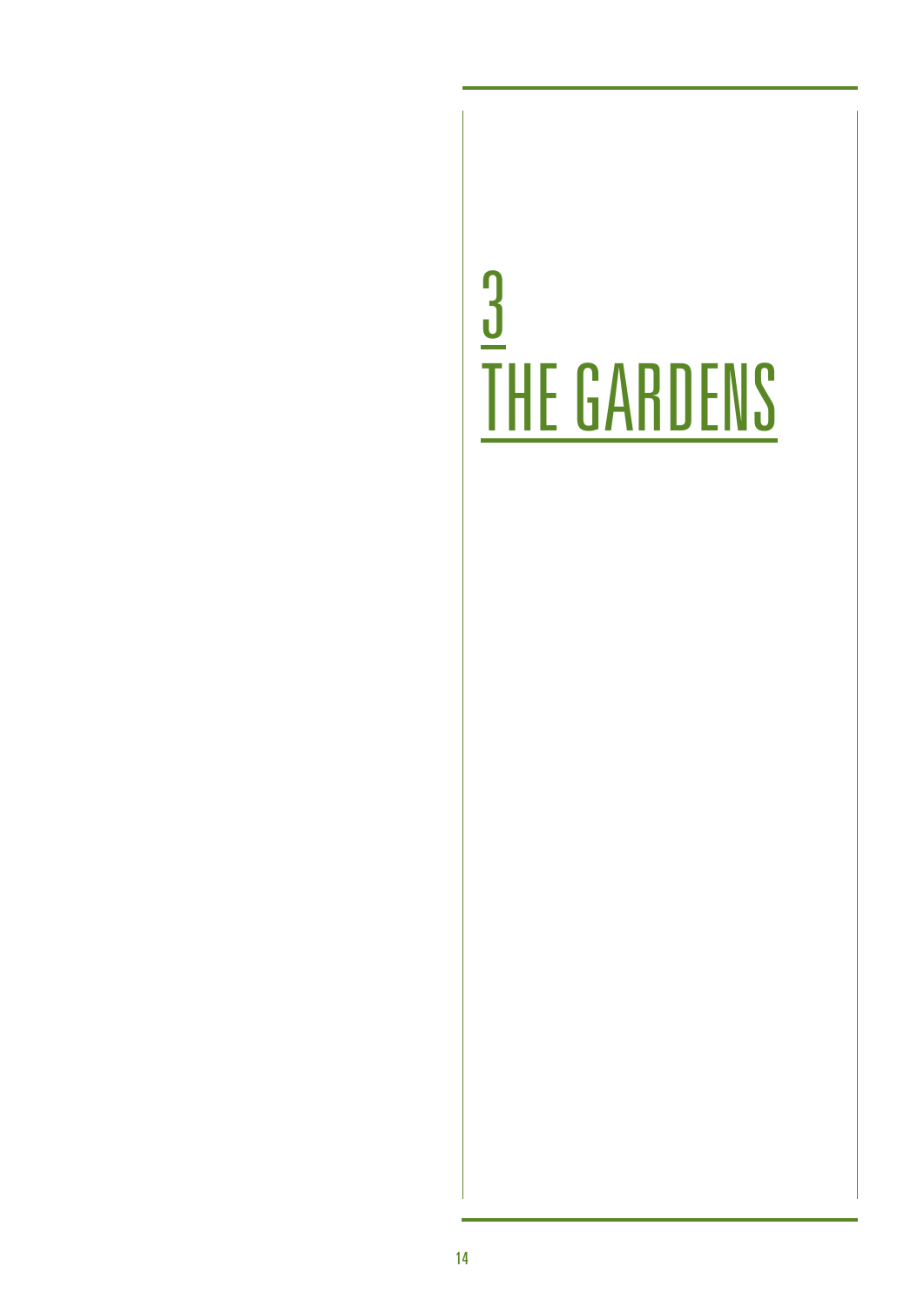# 3
# THE GARDENS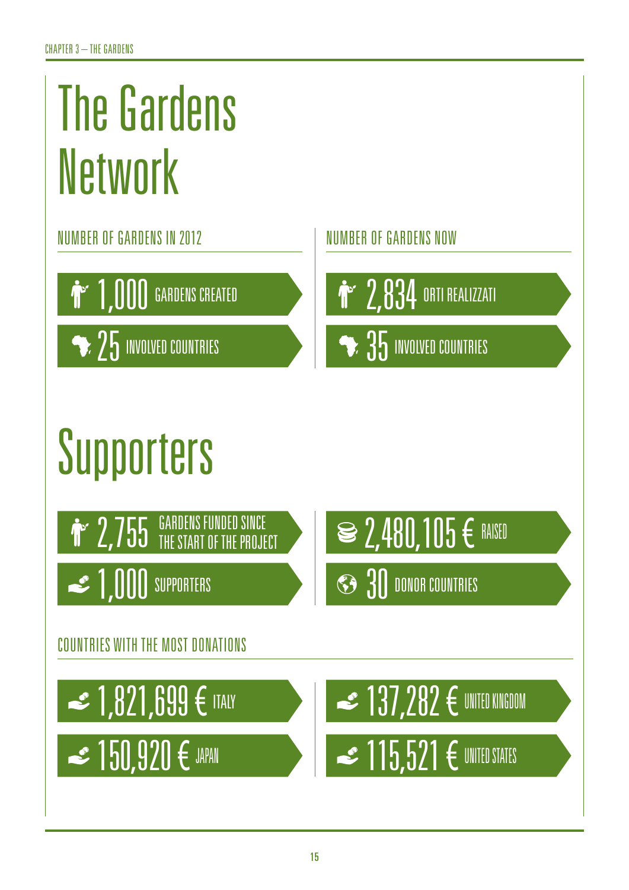# The Gardens Network

NUMBER OF GARDENS IN 2012

1,000 GARDENS CREATED

25 INVOLVED COUNTRIES

NUMBER OF GARDENS NOW

2,834 ORTI REALIZZATI

35 INVOLVED COUNTRIES

# Supporters

2,755 GARDENS FUNDED SINCE THE START OF THE PROJECT

1,000 SUPPORTERS

2,480,105 € RAISED

30 DONOR COUNTRIES

COUNTRIES WITH THE MOST DONATIONS

1,821,699 € ITALY

150,920 € JAPAN

137,282 € UNITED KINGDOM

115,521 € UNITED STATES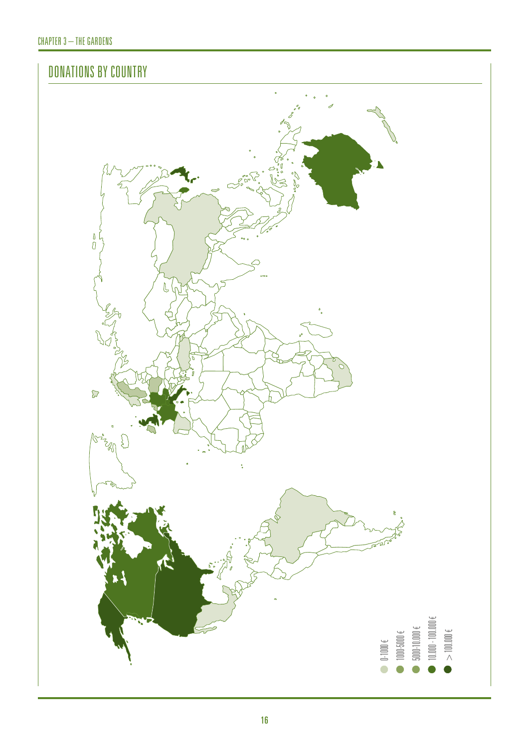## DONATIONS BY COUNTRY

0-1000 €

1000-5000 €

5000-10.000 €

10.000 - 100.000 €

> 100.000 €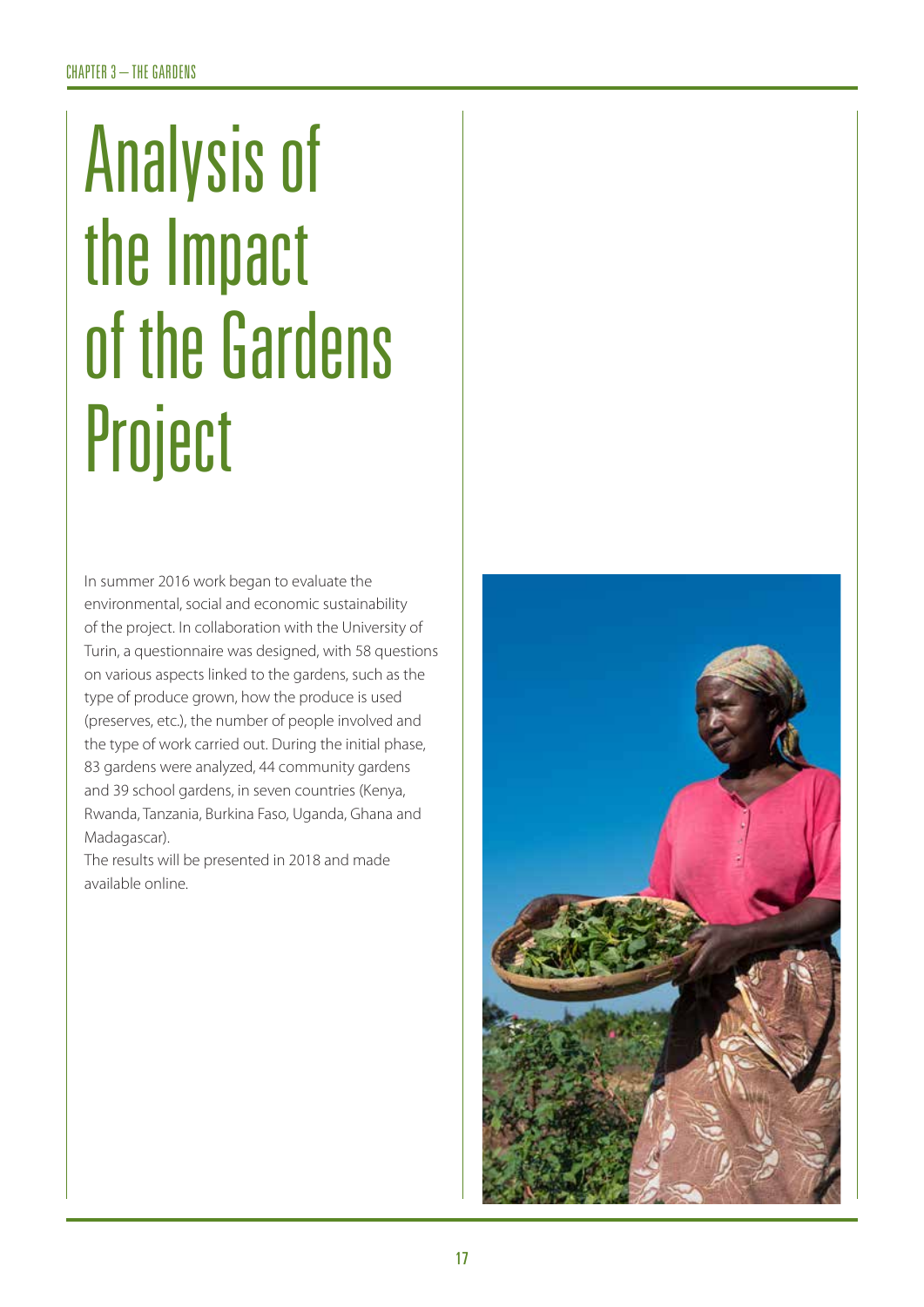# Analysis of the Impact of the Gardens Project

In summer 2016 work began to evaluate the environmental, social and economic sustainability of the project. In collaboration with the University of Turin, a questionnaire was designed, with 58 questions on various aspects linked to the gardens, such as the type of produce grown, how the produce is used (preserves, etc.), the number of people involved and the type of work carried out. During the initial phase, 83 gardens were analyzed, 44 community gardens and 39 school gardens, in seven countries (Kenya, Rwanda, Tanzania, Burkina Faso, Uganda, Ghana and Madagascar).

The results will be presented in 2018 and made available online.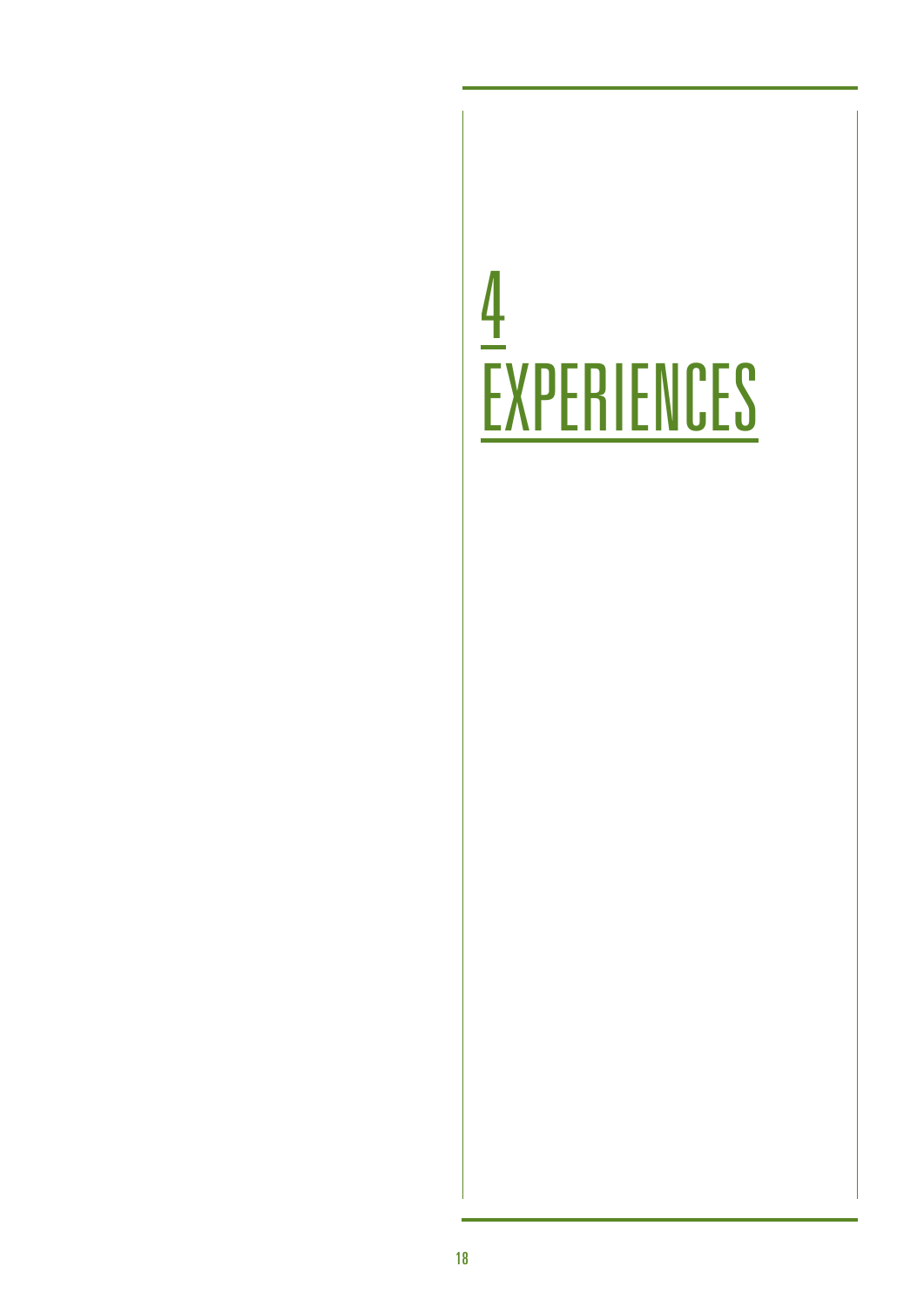# 4 EXPERIENCES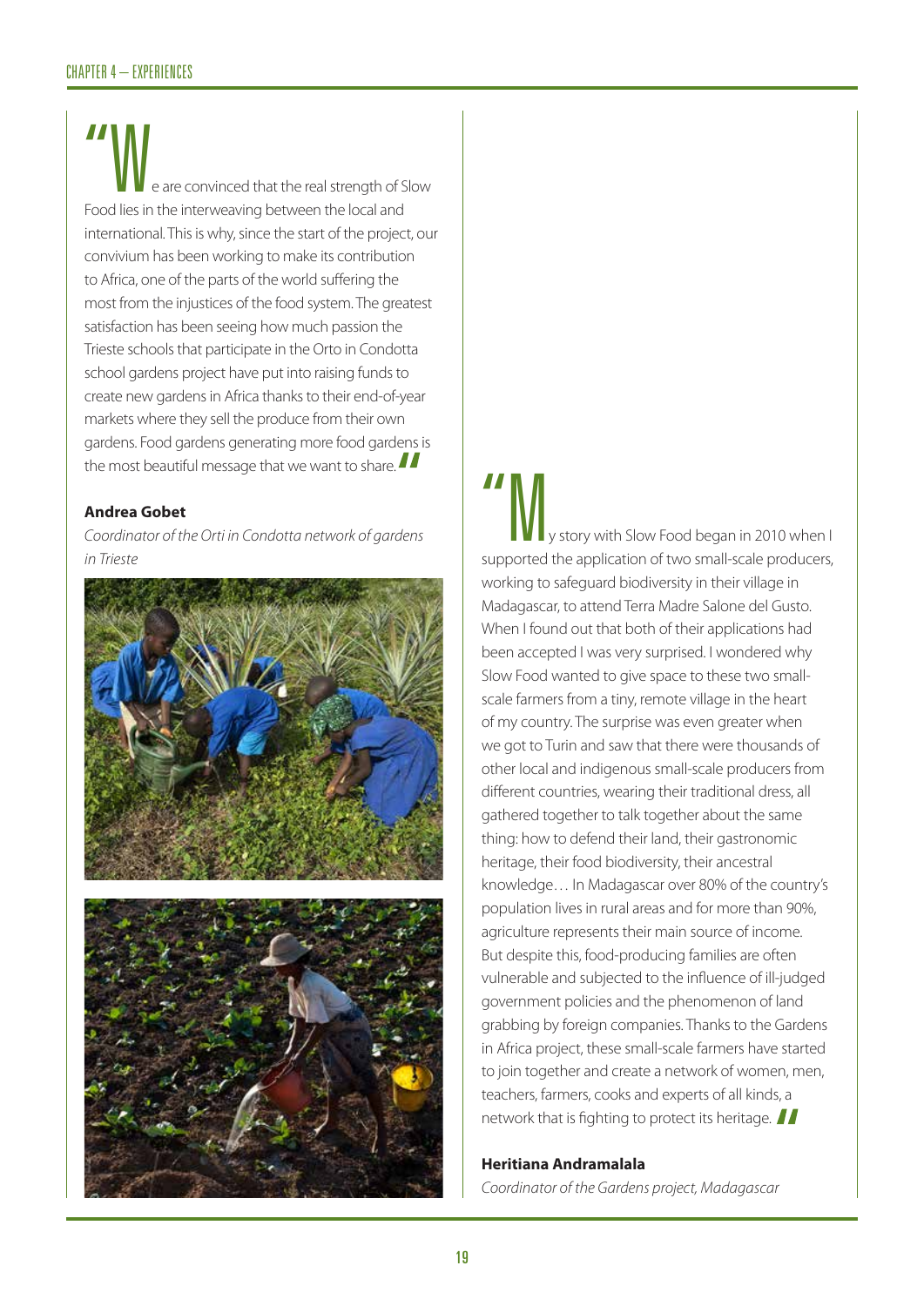"We are convinced that the real strength of Slow Food lies in the interweaving between the local and international. This is why, since the start of the project, our convivium has been working to make its contribution to Africa, one of the parts of the world suffering the most from the injustices of the food system. The greatest satisfaction has been seeing how much passion the Trieste schools that participate in the Orto in Condotta school gardens project have put into raising funds to create new gardens in Africa thanks to their end-of-year markets where they sell the produce from their own gardens. Food gardens generating more food gardens is the most beautiful message that we want to share."

**Andrea Gobet**
*Coordinator of the Orti in Condotta network of gardens in Trieste*

"My story with Slow Food began in 2010 when I supported the application of two small-scale producers, working to safeguard biodiversity in their village in Madagascar, to attend Terra Madre Salone del Gusto. When I found out that both of their applications had been accepted I was very surprised. I wondered why Slow Food wanted to give space to these two small-scale farmers from a tiny, remote village in the heart of my country. The surprise was even greater when we got to Turin and saw that there were thousands of other local and indigenous small-scale producers from different countries, wearing their traditional dress, all gathered together to talk together about the same thing: how to defend their land, their gastronomic heritage, their food biodiversity, their ancestral knowledge… In Madagascar over 80% of the country's population lives in rural areas and for more than 90%, agriculture represents their main source of income. But despite this, food-producing families are often vulnerable and subjected to the influence of ill-judged government policies and the phenomenon of land grabbing by foreign companies. Thanks to the Gardens in Africa project, these small-scale farmers have started to join together and create a network of women, men, teachers, farmers, cooks and experts of all kinds, a network that is fighting to protect its heritage."

**Heritiana Andramalala**
*Coordinator of the Gardens project, Madagascar*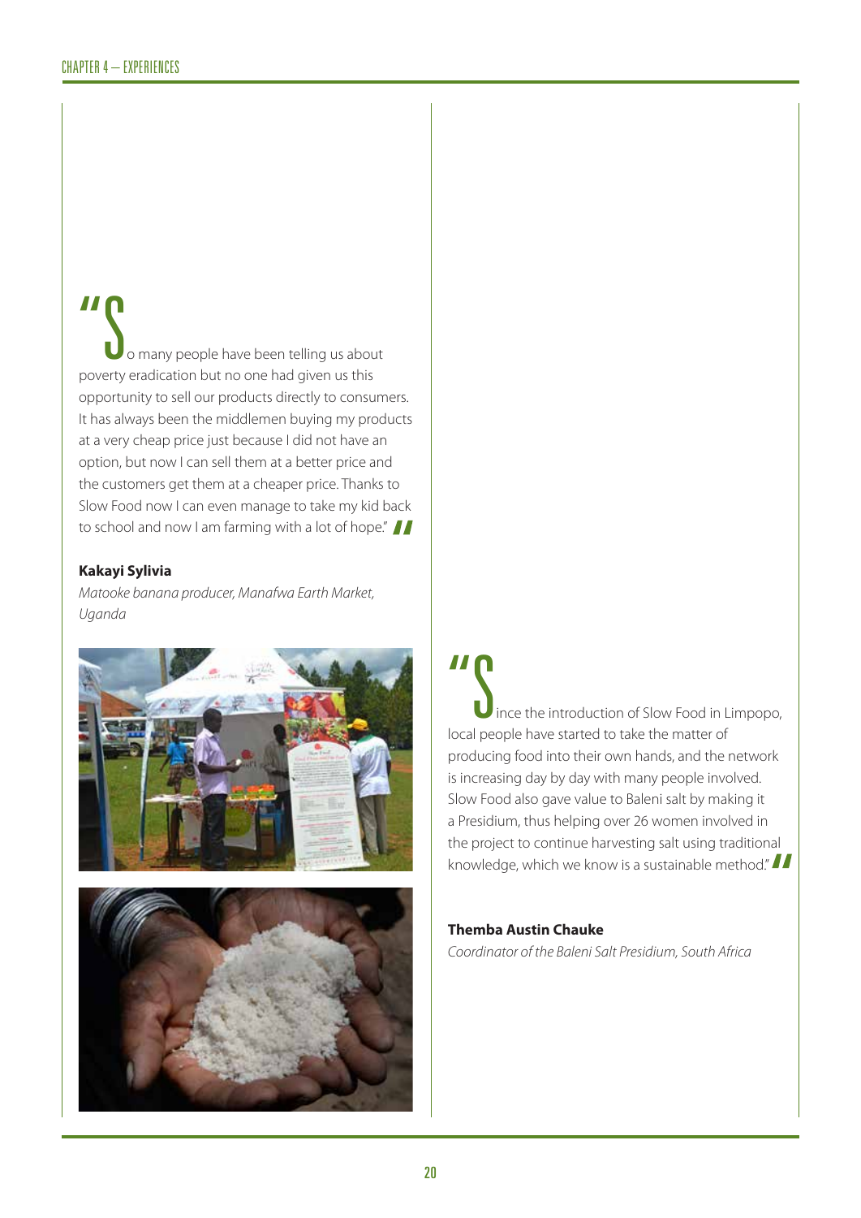"So many people have been telling us about poverty eradication but no one had given us this opportunity to sell our products directly to consumers. It has always been the middlemen buying my products at a very cheap price just because I did not have an option, but now I can sell them at a better price and the customers get them at a cheaper price. Thanks to Slow Food now I can even manage to take my kid back to school and now I am farming with a lot of hope."

**Kakayi Sylivia**

*Matooke banana producer, Manafwa Earth Market, Uganda*

"Since the introduction of Slow Food in Limpopo, local people have started to take the matter of producing food into their own hands, and the network is increasing day by day with many people involved. Slow Food also gave value to Baleni salt by making it a Presidium, thus helping over 26 women involved in the project to continue harvesting salt using traditional knowledge, which we know is a sustainable method."

**Themba Austin Chauke**

*Coordinator of the Baleni Salt Presidium, South Africa*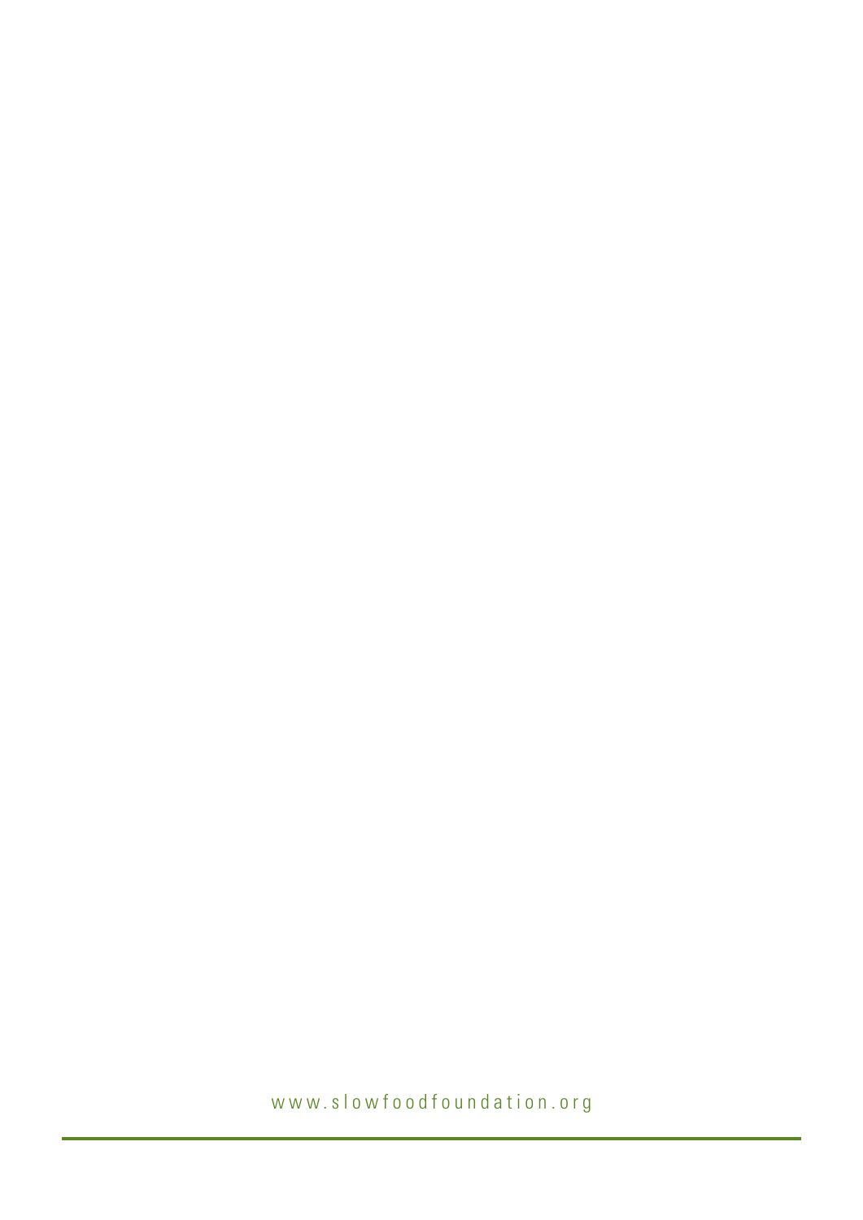www.slowfoodfoundation.org